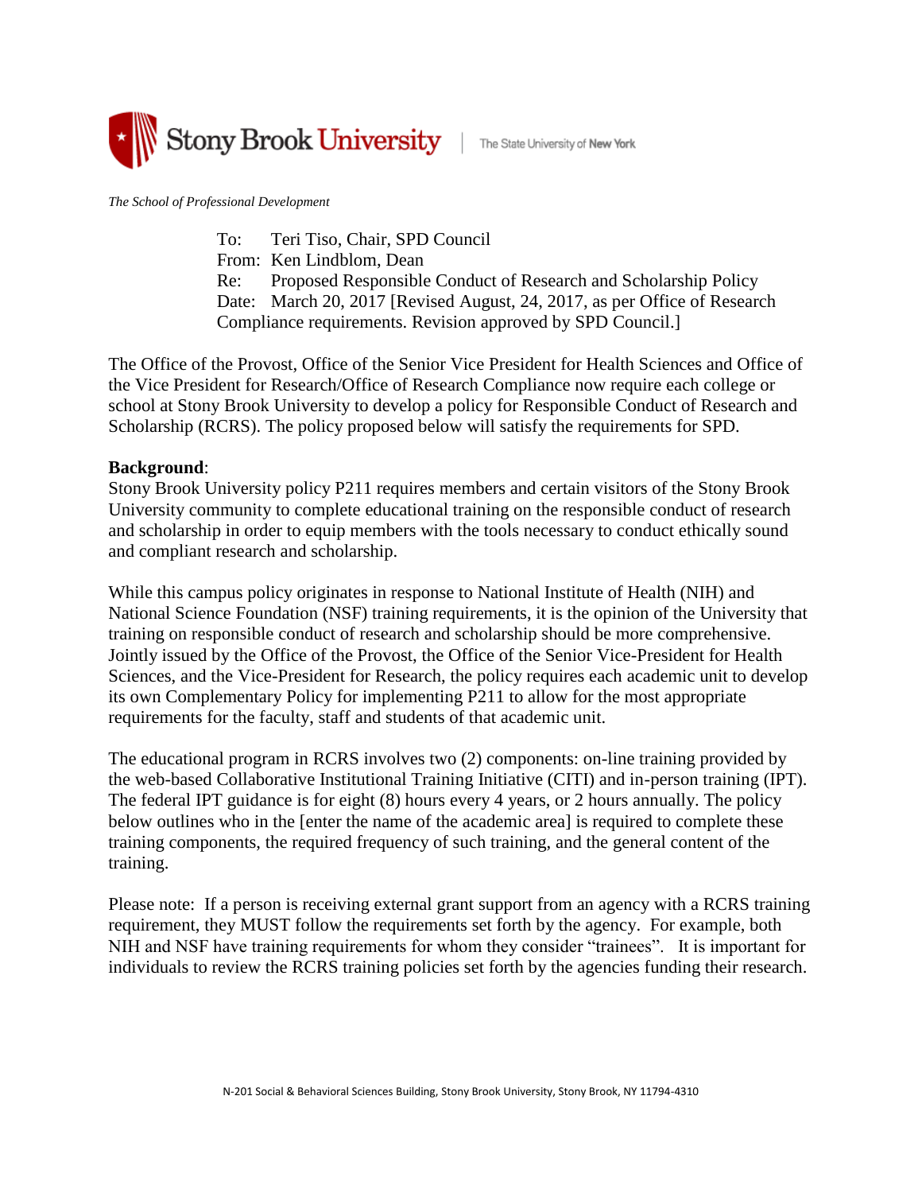Stony Brook University | The State University of New York

*The School of Professional Development*

To: Teri Tiso, Chair, SPD Council
From: Ken Lindblom, Dean
Re: Proposed Responsible Conduct of Research and Scholarship Policy
Date: March 20, 2017 [Revised August, 24, 2017, as per Office of Research Compliance requirements. Revision approved by SPD Council.]

The Office of the Provost, Office of the Senior Vice President for Health Sciences and Office of the Vice President for Research/Office of Research Compliance now require each college or school at Stony Brook University to develop a policy for Responsible Conduct of Research and Scholarship (RCRS). The policy proposed below will satisfy the requirements for SPD.

**Background**:
Stony Brook University policy P211 requires members and certain visitors of the Stony Brook University community to complete educational training on the responsible conduct of research and scholarship in order to equip members with the tools necessary to conduct ethically sound and compliant research and scholarship.

While this campus policy originates in response to National Institute of Health (NIH) and National Science Foundation (NSF) training requirements, it is the opinion of the University that training on responsible conduct of research and scholarship should be more comprehensive. Jointly issued by the Office of the Provost, the Office of the Senior Vice-President for Health Sciences, and the Vice-President for Research, the policy requires each academic unit to develop its own Complementary Policy for implementing P211 to allow for the most appropriate requirements for the faculty, staff and students of that academic unit.

The educational program in RCRS involves two (2) components: on-line training provided by the web-based Collaborative Institutional Training Initiative (CITI) and in-person training (IPT). The federal IPT guidance is for eight (8) hours every 4 years, or 2 hours annually. The policy below outlines who in the [enter the name of the academic area] is required to complete these training components, the required frequency of such training, and the general content of the training.

Please note: If a person is receiving external grant support from an agency with a RCRS training requirement, they MUST follow the requirements set forth by the agency. For example, both NIH and NSF have training requirements for whom they consider "trainees". It is important for individuals to review the RCRS training policies set forth by the agencies funding their research.

N-201 Social & Behavioral Sciences Building, Stony Brook University, Stony Brook, NY 11794-4310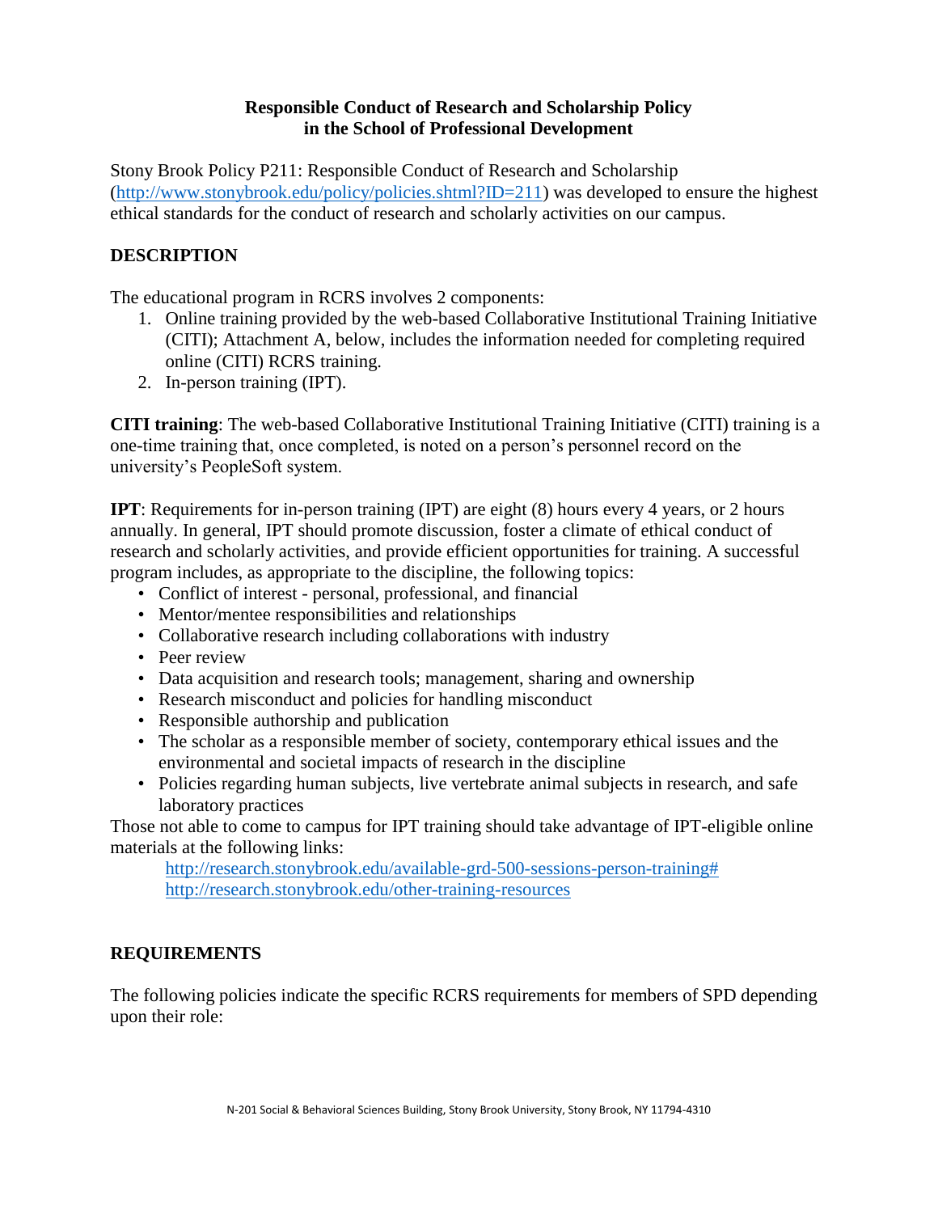**Responsible Conduct of Research and Scholarship Policy in the School of Professional Development**

Stony Brook Policy P211: Responsible Conduct of Research and Scholarship (http://www.stonybrook.edu/policy/policies.shtml?ID=211) was developed to ensure the highest ethical standards for the conduct of research and scholarly activities on our campus.

## DESCRIPTION

The educational program in RCRS involves 2 components:

1. Online training provided by the web-based Collaborative Institutional Training Initiative (CITI); Attachment A, below, includes the information needed for completing required online (CITI) RCRS training.
2. In-person training (IPT).

**CITI training**: The web-based Collaborative Institutional Training Initiative (CITI) training is a one-time training that, once completed, is noted on a person's personnel record on the university's PeopleSoft system.

**IPT**: Requirements for in-person training (IPT) are eight (8) hours every 4 years, or 2 hours annually. In general, IPT should promote discussion, foster a climate of ethical conduct of research and scholarly activities, and provide efficient opportunities for training. A successful program includes, as appropriate to the discipline, the following topics:

- Conflict of interest - personal, professional, and financial
- Mentor/mentee responsibilities and relationships
- Collaborative research including collaborations with industry
- Peer review
- Data acquisition and research tools; management, sharing and ownership
- Research misconduct and policies for handling misconduct
- Responsible authorship and publication
- The scholar as a responsible member of society, contemporary ethical issues and the environmental and societal impacts of research in the discipline
- Policies regarding human subjects, live vertebrate animal subjects in research, and safe laboratory practices

Those not able to come to campus for IPT training should take advantage of IPT-eligible online materials at the following links:

http://research.stonybrook.edu/available-grd-500-sessions-person-training#
http://research.stonybrook.edu/other-training-resources

## REQUIREMENTS

The following policies indicate the specific RCRS requirements for members of SPD depending upon their role: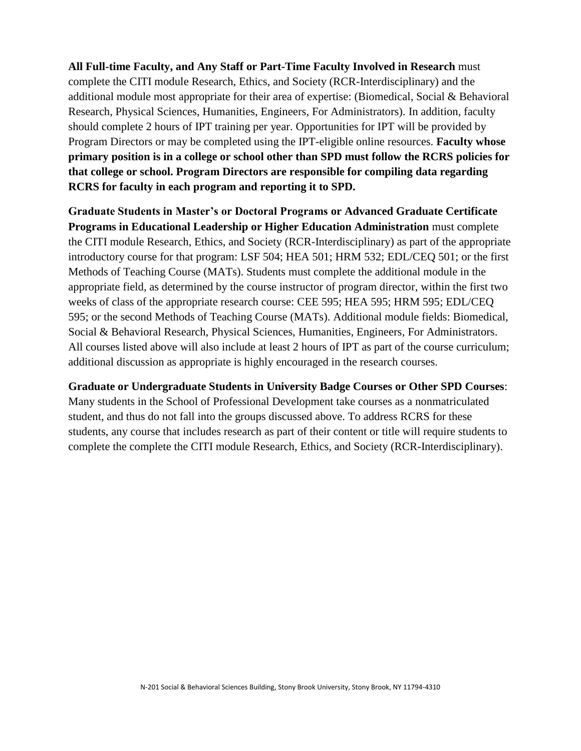**All Full-time Faculty, and Any Staff or Part-Time Faculty Involved in Research** must complete the CITI module Research, Ethics, and Society (RCR-Interdisciplinary) and the additional module most appropriate for their area of expertise: (Biomedical, Social & Behavioral Research, Physical Sciences, Humanities, Engineers, For Administrators). In addition, faculty should complete 2 hours of IPT training per year. Opportunities for IPT will be provided by Program Directors or may be completed using the IPT-eligible online resources. **Faculty whose primary position is in a college or school other than SPD must follow the RCRS policies for that college or school. Program Directors are responsible for compiling data regarding RCRS for faculty in each program and reporting it to SPD.**

**Graduate Students in Master's or Doctoral Programs or Advanced Graduate Certificate Programs in Educational Leadership or Higher Education Administration** must complete the CITI module Research, Ethics, and Society (RCR-Interdisciplinary) as part of the appropriate introductory course for that program: LSF 504; HEA 501; HRM 532; EDL/CEQ 501; or the first Methods of Teaching Course (MATs). Students must complete the additional module in the appropriate field, as determined by the course instructor of program director, within the first two weeks of class of the appropriate research course: CEE 595; HEA 595; HRM 595; EDL/CEQ 595; or the second Methods of Teaching Course (MATs). Additional module fields: Biomedical, Social & Behavioral Research, Physical Sciences, Humanities, Engineers, For Administrators. All courses listed above will also include at least 2 hours of IPT as part of the course curriculum; additional discussion as appropriate is highly encouraged in the research courses.

**Graduate or Undergraduate Students in University Badge Courses or Other SPD Courses**: Many students in the School of Professional Development take courses as a nonmatriculated student, and thus do not fall into the groups discussed above. To address RCRS for these students, any course that includes research as part of their content or title will require students to complete the complete the CITI module Research, Ethics, and Society (RCR-Interdisciplinary).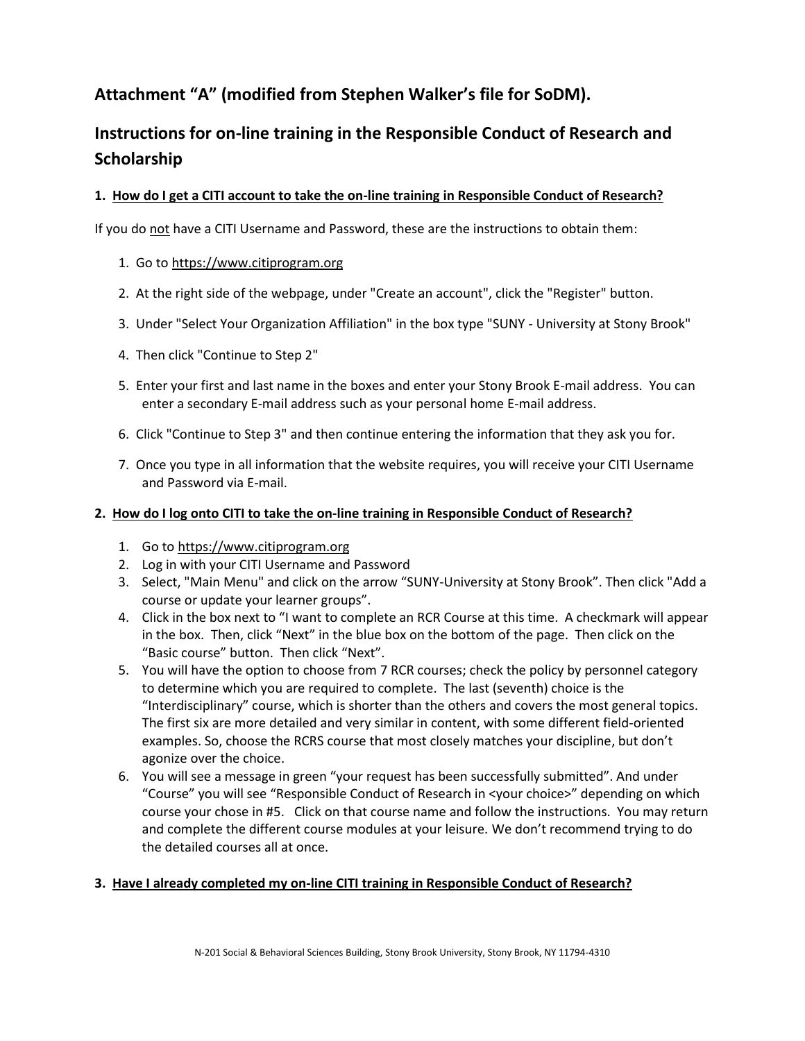## Attachment "A" (modified from Stephen Walker's file for SoDM).

## Instructions for on-line training in the Responsible Conduct of Research and Scholarship

### 1. How do I get a CITI account to take the on-line training in Responsible Conduct of Research?

If you do not have a CITI Username and Password, these are the instructions to obtain them:

1. Go to https://www.citiprogram.org
2. At the right side of the webpage, under "Create an account", click the "Register" button.
3. Under "Select Your Organization Affiliation" in the box type "SUNY - University at Stony Brook"
4. Then click "Continue to Step 2"
5. Enter your first and last name in the boxes and enter your Stony Brook E-mail address. You can enter a secondary E-mail address such as your personal home E-mail address.
6. Click "Continue to Step 3" and then continue entering the information that they ask you for.
7. Once you type in all information that the website requires, you will receive your CITI Username and Password via E-mail.

### 2. How do I log onto CITI to take the on-line training in Responsible Conduct of Research?

1. Go to https://www.citiprogram.org
2. Log in with your CITI Username and Password
3. Select, "Main Menu" and click on the arrow "SUNY-University at Stony Brook". Then click "Add a course or update your learner groups".
4. Click in the box next to "I want to complete an RCR Course at this time. A checkmark will appear in the box. Then, click "Next" in the blue box on the bottom of the page. Then click on the "Basic course" button. Then click "Next".
5. You will have the option to choose from 7 RCR courses; check the policy by personnel category to determine which you are required to complete. The last (seventh) choice is the "Interdisciplinary" course, which is shorter than the others and covers the most general topics. The first six are more detailed and very similar in content, with some different field-oriented examples. So, choose the RCRS course that most closely matches your discipline, but don't agonize over the choice.
6. You will see a message in green "your request has been successfully submitted". And under "Course" you will see "Responsible Conduct of Research in <your choice>" depending on which course your chose in #5. Click on that course name and follow the instructions. You may return and complete the different course modules at your leisure. We don't recommend trying to do the detailed courses all at once.

### 3. Have I already completed my on-line CITI training in Responsible Conduct of Research?

N-201 Social & Behavioral Sciences Building, Stony Brook University, Stony Brook, NY 11794-4310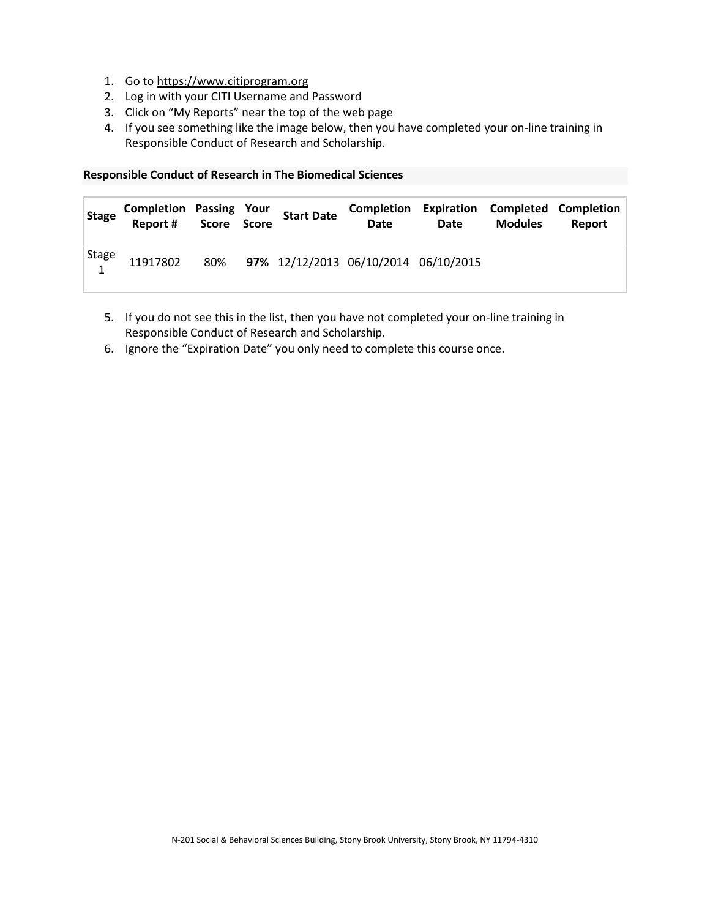1. Go to https://www.citiprogram.org
2. Log in with your CITI Username and Password
3. Click on "My Reports" near the top of the web page
4. If you see something like the image below, then you have completed your on-line training in Responsible Conduct of Research and Scholarship.

**Responsible Conduct of Research in The Biomedical Sciences**

| Stage | Completion Report # | Passing Score | Your Score | Start Date | Completion Date | Expiration Date | Completed Modules | Completion Report |
|---|---|---|---|---|---|---|---|---|
| Stage 1 | 11917802 | 80% | **97%** | 12/12/2013 | 06/10/2014 | 06/10/2015 | | |

5. If you do not see this in the list, then you have not completed your on-line training in Responsible Conduct of Research and Scholarship.
6. Ignore the "Expiration Date" you only need to complete this course once.

N-201 Social & Behavioral Sciences Building, Stony Brook University, Stony Brook, NY 11794-4310